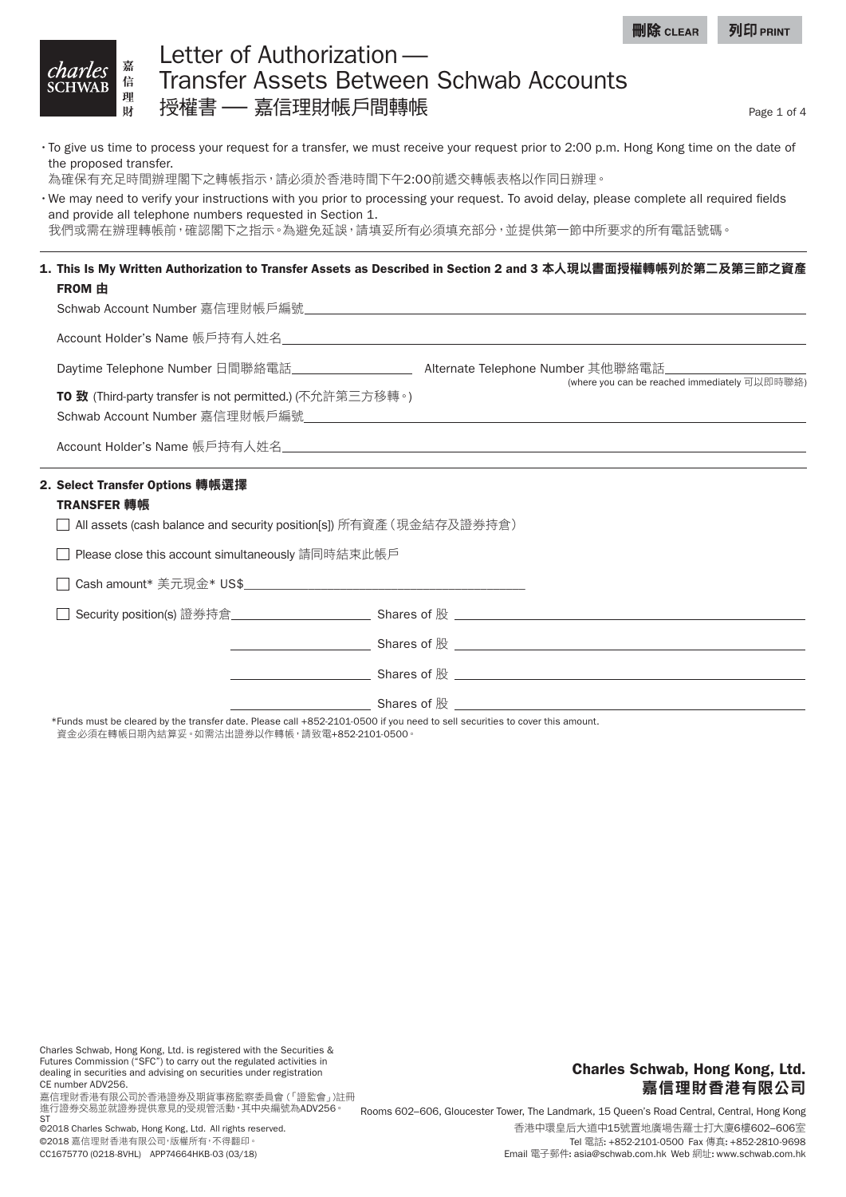# Letter of Authorization — Transfer Assets Between Schwab Accounts
# 授權書 — 嘉信理財帳戶間轉帳

- To give us time to process your request for a transfer, we must receive your request prior to 2:00 p.m. Hong Kong time on the date of the proposed transfer.
  為確保有充足時間辦理閣下之轉帳指示，請必須於香港時間下午2:00前遞交轉帳表格以作同日辦理。
- We may need to verify your instructions with you prior to processing your request. To avoid delay, please complete all required fields and provide all telephone numbers requested in Section 1.
  我們或需在辦理轉帳前，確認閣下之指示。為避免延誤，請填妥所有必須填充部分，並提供第一節中所要求的所有電話號碼。

## 1. This Is My Written Authorization to Transfer Assets as Described in Section 2 and 3 本人現以書面授權轉帳列於第二及第三節之資產

**FROM 由**

Schwab Account Number 嘉信理財帳戶編號 ______________________

Account Holder's Name 帳戶持有人姓名 ______________________

Daytime Telephone Number 日間聯絡電話 ______________ Alternate Telephone Number 其他聯絡電話 ______________
(where you can be reached immediately 可以即時聯絡)

**TO 致** (Third-party transfer is not permitted.) (不允許第三方移轉。)

Schwab Account Number 嘉信理財帳戶編號 ______________________

Account Holder's Name 帳戶持有人姓名 ______________________

## 2. Select Transfer Options 轉帳選擇

**TRANSFER 轉帳**

☐ All assets (cash balance and security position[s]) 所有資產（現金結存及證券持倉）

☐ Please close this account simultaneously 請同時結束此帳戶

☐ Cash amount* 美元現金* US$ ______________

☐ Security position(s) 證券持倉 ______________ Shares of 股 ______________

______________ Shares of 股 ______________

______________ Shares of 股 ______________

______________ Shares of 股 ______________

*Funds must be cleared by the transfer date. Please call +852-2101-0500 if you need to sell securities to cover this amount.
資金必須在轉帳日期內結算妥。如需沽出證券以作轉帳，請致電+852-2101-0500。

Charles Schwab, Hong Kong, Ltd. is registered with the Securities & Futures Commission ("SFC") to carry out the regulated activities in dealing in securities and advising on securities under registration CE number ADV256.
嘉信理財香港有限公司於香港證券及期貨事務監察委員會（「證監會」）註冊進行證券交易並就證券提供意見的受規管活動，其中央編號為ADV256。
ST
©2018 Charles Schwab, Hong Kong, Ltd. All rights reserved.
©2018 嘉信理財香港有限公司，版權所有，不得翻印。
CC1675770 (0218-8VHL) APP74664HKB-03 (03/18)

**Charles Schwab, Hong Kong, Ltd.**
**嘉信理財香港有限公司**
Rooms 602–606, Gloucester Tower, The Landmark, 15 Queen's Road Central, Central, Hong Kong
香港中環皇后大道中15號置地廣場告羅士打大廈6樓602–606室
Tel 電話: +852-2101-0500 Fax 傳真: +852-2810-9698
Email 電子郵件: asia@schwab.com.hk Web 網址: www.schwab.com.hk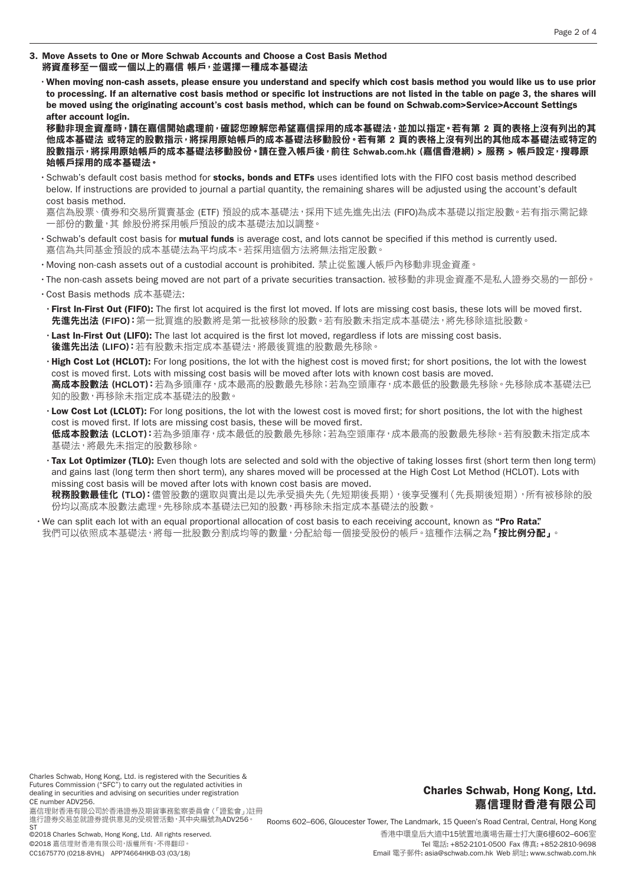### 3. Move Assets to One or More Schwab Accounts and Choose a Cost Basis Method
### 將資產移至一個或一個以上的嘉信 帳戶，並選擇一種成本基礎法

- **When moving non-cash assets, please ensure you understand and specify which cost basis method you would like us to use prior to processing. If an alternative cost basis method or specific lot instructions are not listed in the table on page 3, the shares will be moved using the originating account's cost basis method, which can be found on Schwab.com>Service>Account Settings after account login.**

  **移動非現金資產時，請在嘉信開始處理前，確認您瞭解您希望嘉信採用的成本基礎法，並加以指定。若有第 2 頁的表格上沒有列出的其他成本基礎法 或特定的股數指示，將採用原始帳戶的成本基礎法移動股份。若有第 2 頁的表格上沒有列出的其他成本基礎法或特定的股數指示，將採用原始帳戶的成本基礎法移動股份。請在登入帳戶後，前往 Schwab.com.hk (嘉信香港網) > 服務 > 帳戶設定，搜尋原始帳戶採用的成本基礎法。**

- Schwab's default cost basis method for **stocks, bonds and ETFs** uses identified lots with the FIFO cost basis method described below. If instructions are provided to journal a partial quantity, the remaining shares will be adjusted using the account's default cost basis method.

  嘉信為股票、債券和交易所買賣基金 (ETF) 預設的成本基礎法，採用下述先進先出法 (FIFO)為成本基礎以指定股數。若有指示需記錄一部份的數量，其 餘股份將採用帳戶預設的成本基礎法加以調整。

- Schwab's default cost basis for **mutual funds** is average cost, and lots cannot be specified if this method is currently used.
  嘉信為共同基金預設的成本基礎法為平均成本。若採用這個方法將無法指定股數。

- Moving non-cash assets out of a custodial account is prohibited. 禁止從監護人帳戶內移動非現金資產。

- The non-cash assets being moved are not part of a private securities transaction. 被移動的非現金資產不是私人證券交易的一部份。

- Cost Basis methods 成本基礎法:
  - **First In-First Out (FIFO):** The first lot acquired is the first lot moved. If lots are missing cost basis, these lots will be moved first.
    **先進先出法 (FIFO)：**第一批買進的股數將是第一批被移除的股數。若有股數未指定成本基礎法，將先移除這批股數。
  - **Last In-First Out (LIFO):** The last lot acquired is the first lot moved, regardless if lots are missing cost basis.
    **後進先出法 (LIFO)：**若有股數未指定成本基礎法，將最後買進的股數最先移除。
  - **High Cost Lot (HCLOT):** For long positions, the lot with the highest cost is moved first; for short positions, the lot with the lowest cost is moved first. Lots with missing cost basis will be moved after lots with known cost basis are moved.
    **高成本股數法 (HCLOT)：**若為多頭庫存，成本最高的股數最先移除；若為空頭庫存，成本最低的股數最先移除。先移除成本基礎法已知的股數，再移除未指定成本基礎法的股數。
  - **Low Cost Lot (LCLOT):** For long positions, the lot with the lowest cost is moved first; for short positions, the lot with the highest cost is moved first. If lots are missing cost basis, these will be moved first.
    **低成本股數法 (LCLOT)：**若為多頭庫存，成本最低的股數最先移除；若為空頭庫存，成本最高的股數最先移除。若有股數未指定成本基礎法，將最先未指定的股數移除。
  - **Tax Lot Optimizer (TLO):** Even though lots are selected and sold with the objective of taking losses first (short term then long term) and gains last (long term then short term), any shares moved will be processed at the High Cost Lot Method (HCLOT). Lots with missing cost basis will be moved after lots with known cost basis are moved.
    **稅務股數最佳化 (TLO)：**儘管股數的選取與賣出是以先承受損失先（先短期後長期），後享受獲利（先長期後短期），所有被移除的股份均以高成本股數法處理。先移除成本基礎法已知的股數，再移除未指定成本基礎法的股數。

- We can split each lot with an equal proportional allocation of cost basis to each receiving account, known as **"Pro Rata."**
  我們可以依照成本基礎法，將每一批股數分割成均等的數量，分配給每一個接受股份的帳戶。這種作法稱之為**「按比例分配」**。

Charles Schwab, Hong Kong, Ltd. is registered with the Securities & Futures Commission ("SFC") to carry out the regulated activities in dealing in securities and advising on securities under registration CE number ADV256.
嘉信理財香港有限公司於香港證券及期貨事務監察委員會（「證監會」）註冊進行證券交易並就證券提供意見的受規管活動，其中央編號為ADV256。
ST
©2018 Charles Schwab, Hong Kong, Ltd. All rights reserved.
©2018 嘉信理財香港有限公司，版權所有，不得翻印。
CC1675770 (0218-8VHL) APP74664HKB-03 (03/18)

**Charles Schwab, Hong Kong, Ltd.**
**嘉信理財香港有限公司**
Rooms 602–606, Gloucester Tower, The Landmark, 15 Queen's Road Central, Central, Hong Kong
香港中環皇后大道中15號置地廣場告羅士打大廈6樓602–606室
Tel 電話: +852-2101-0500 Fax 傳真: +852-2810-9698
Email 電子郵件: asia@schwab.com.hk Web 網址: www.schwab.com.hk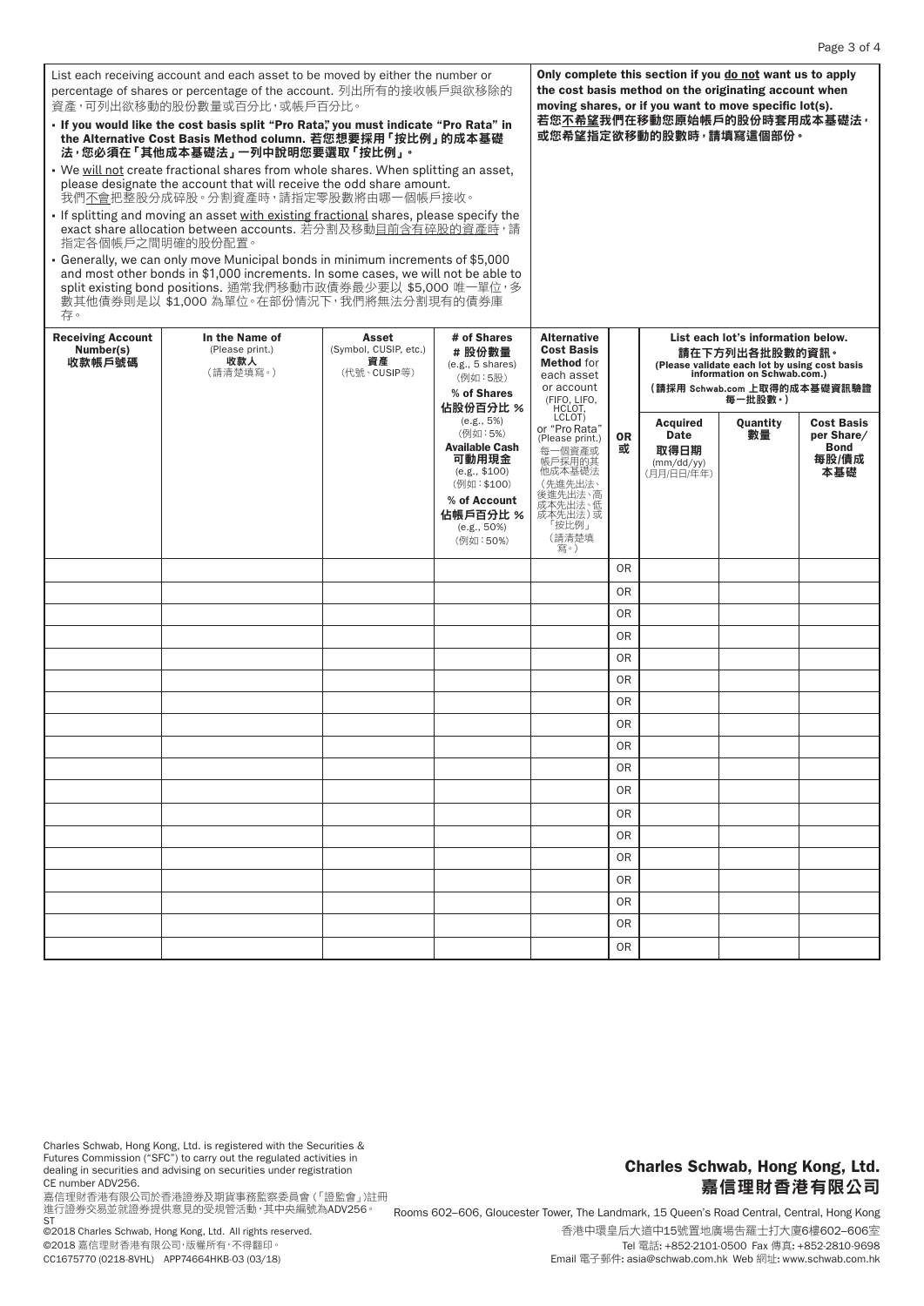List each receiving account and each asset to be moved by either the number or percentage of shares or percentage of the account. 列出所有的接收帳戶與欲移除的資產，可列出欲移動的股份數量或百分比，或帳戶百分比。

- **If you would like the cost basis split "Pro Rata," you must indicate "Pro Rata" in the Alternative Cost Basis Method column. 若您想要採用「按比例」的成本基礎法，您必須在「其他成本基礎法」一列中說明您要選取「按比例」。**
- We will not create fractional shares from whole shares. When splitting an asset, please designate the account that will receive the odd share amount. 我們不會把整股分成碎股。分割資產時，請指定零股數將由哪一個帳戶接收。
- If splitting and moving an asset with existing fractional shares, please specify the exact share allocation between accounts. 若分割及移動目前含有碎股的資產時，請指定各個帳戶之間明確的股份配置。
- Generally, we can only move Municipal bonds in minimum increments of $5,000 and most other bonds in $1,000 increments. In some cases, we will not be able to split existing bond positions. 通常我們移動市政債券最少要以 $5,000 唯一單位，多數其他債券則是以 $1,000 為單位。在部份情況下，我們將無法分割現有的債券庫存。

**Only complete this section if you do not want us to apply the cost basis method on the originating account when moving shares, or if you want to move specific lot(s). 若您不希望我們在移動您原始帳戶的股份時套用成本基礎法，或您希望指定欲移動的股數時，請填寫這個部份。**

| Receiving Account Number(s) 收款帳戶號碼 | In the Name of (Please print.) 收款人（請清楚填寫。） | Asset (Symbol, CUSIP, etc.) 資產（代號、CUSIP等） | # of Shares # 股份數量 (e.g., 5 shares)（例如：5股） % of Shares 佔股份百分比 % (e.g., 5%)（例如：5%） Available Cash 可動用現金 (e.g., $100)（例如：$100） % of Account 佔帳戶百分比 % (e.g., 50%)（例如：50%） | Alternative Cost Basis Method for each asset or account (FIFO, LIFO, HCLOT, LCLOT) or "Pro Rata" (Please print.) 每一個資產或帳戶採用的其他成本基礎法（先進先出法、後進先出法、高成本先出法、低成本先出法）或「按比例」（請清楚填寫。） | OR 或 | List each lot's information below. 請在下方列出各批股數的資訊。(Please validate each lot by using cost basis information on Schwab.com.)（請採用 Schwab.com 上取得的成本基礎資訊驗證每一批股數。） Acquired Date 取得日期 (mm/dd/yy)（月月/日日/年年） | Quantity 數量 | Cost Basis per Share/Bond 每股/債成本基礎 |
|---|---|---|---|---|---|---|---|---|
| | | | | | OR | | | |
| | | | | | OR | | | |
| | | | | | OR | | | |
| | | | | | OR | | | |
| | | | | | OR | | | |
| | | | | | OR | | | |
| | | | | | OR | | | |
| | | | | | OR | | | |
| | | | | | OR | | | |
| | | | | | OR | | | |
| | | | | | OR | | | |
| | | | | | OR | | | |
| | | | | | OR | | | |
| | | | | | OR | | | |
| | | | | | OR | | | |
| | | | | | OR | | | |
| | | | | | OR | | | |
| | | | | | OR | | | |

Charles Schwab, Hong Kong, Ltd. is registered with the Securities & Futures Commission ("SFC") to carry out the regulated activities in dealing in securities and advising on securities under registration CE number ADV256.
嘉信理財香港有限公司於香港證券及期貨事務監察委員會（「證監會」）註冊進行證券交易並就證券提供意見的受規管活動，其中央編號為ADV256。

ST
©2018 Charles Schwab, Hong Kong, Ltd. All rights reserved.
©2018 嘉信理財香港有限公司，版權所有，不得翻印。
CC1675770 (0218-8VHL) APP74664HKB-03 (03/18)

**Charles Schwab, Hong Kong, Ltd.**
**嘉信理財香港有限公司**

Rooms 602–606, Gloucester Tower, The Landmark, 15 Queen's Road Central, Central, Hong Kong
香港中環皇后大道中15號置地廣場告羅士打大廈6樓602–606室
Tel 電話: +852-2101-0500 Fax 傳真: +852-2810-9698
Email 電子郵件: asia@schwab.com.hk Web 網址: www.schwab.com.hk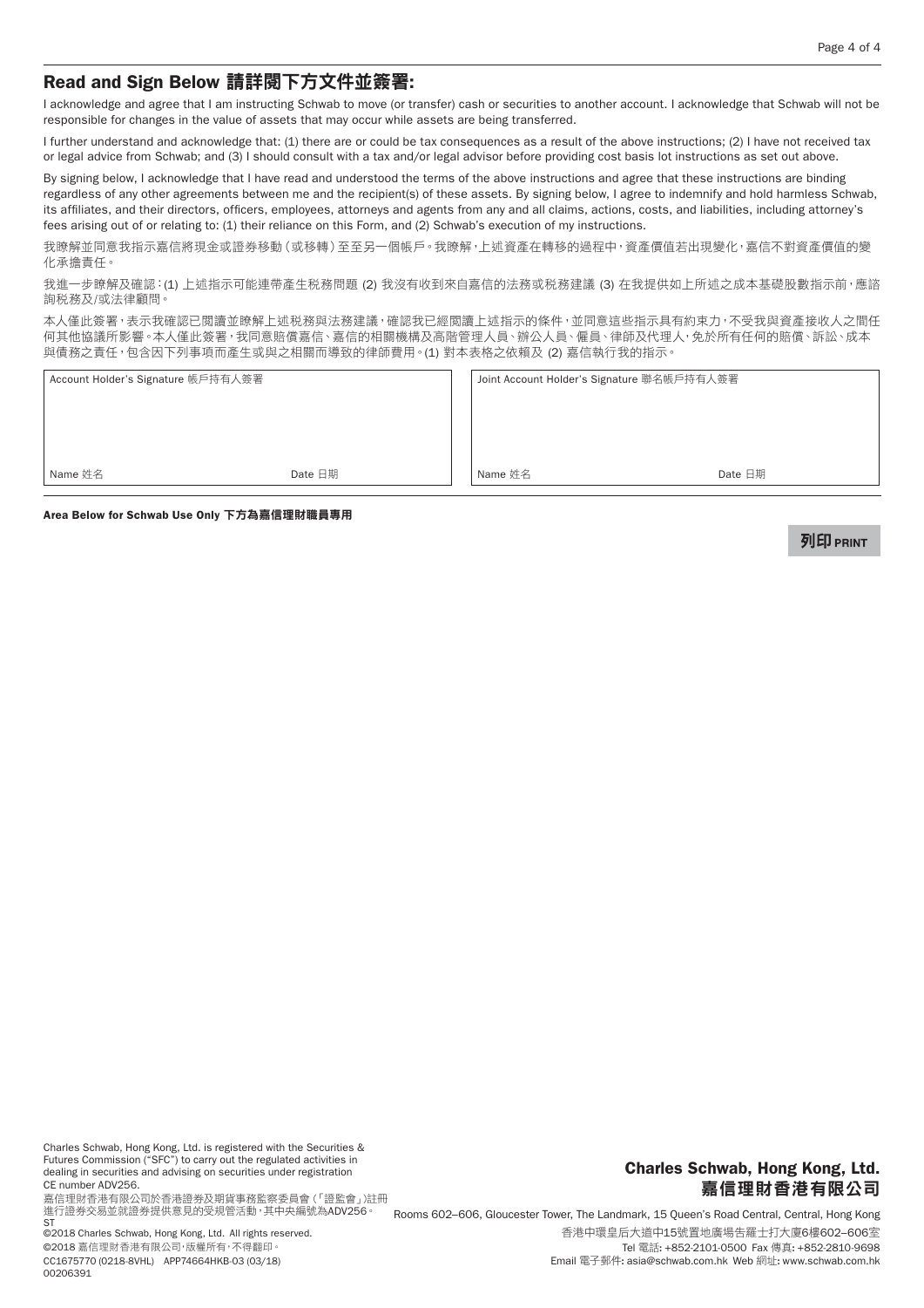## Read and Sign Below 請詳閱下方文件並簽署:

I acknowledge and agree that I am instructing Schwab to move (or transfer) cash or securities to another account. I acknowledge that Schwab will not be responsible for changes in the value of assets that may occur while assets are being transferred.

I further understand and acknowledge that: (1) there are or could be tax consequences as a result of the above instructions; (2) I have not received tax or legal advice from Schwab; and (3) I should consult with a tax and/or legal advisor before providing cost basis lot instructions as set out above.

By signing below, I acknowledge that I have read and understood the terms of the above instructions and agree that these instructions are binding regardless of any other agreements between me and the recipient(s) of these assets. By signing below, I agree to indemnify and hold harmless Schwab, its affiliates, and their directors, officers, employees, attorneys and agents from any and all claims, actions, costs, and liabilities, including attorney's fees arising out of or relating to: (1) their reliance on this Form, and (2) Schwab's execution of my instructions.

我瞭解並同意我指示嘉信將現金或證券移動（或移轉）至至另一個帳戶。我瞭解，上述資產在轉移的過程中，資產價值若出現變化，嘉信不對資產價值的變化承擔責任。

我進一步瞭解及確認：(1) 上述指示可能連帶產生稅務問題 (2) 我沒有收到來自嘉信的法務或稅務建議 (3) 在我提供如上所述之成本基礎股數指示前，應諮詢稅務及/或法律顧問。

本人僅此簽署，表示我確認已閱讀並瞭解上述稅務與法務建議，確認我已經閱讀上述指示的條件，並同意這些指示具有約束力，不受我與資產接收人之間任何其他協議所影響。本人僅此簽署，我同意賠償嘉信、嘉信的相關機構及高階管理人員、辦公人員、僱員、律師及代理人，免於所有任何的賠償、訴訟、成本與債務之責任，包含因下列事項而產生或與之相關而導致的律師費用。(1) 對本表格之依賴及 (2) 嘉信執行我的指示。

| Account Holder's Signature 帳戶持有人簽署 | | Joint Account Holder's Signature 聯名帳戶持有人簽署 | |
|---|---|---|---|
| Name 姓名 | Date 日期 | Name 姓名 | Date 日期 |

**Area Below for Schwab Use Only 下方為嘉信理財職員專用**

列印 PRINT

Charles Schwab, Hong Kong, Ltd. is registered with the Securities & Futures Commission ("SFC") to carry out the regulated activities in dealing in securities and advising on securities under registration CE number ADV256.

嘉信理財香港有限公司於香港證券及期貨事務監察委員會（「證監會」）註冊進行證券交易並就證券提供意見的受規管活動，其中央編號為ADV256。

ST

©2018 Charles Schwab, Hong Kong, Ltd. All rights reserved.

©2018 嘉信理財香港有限公司，版權所有，不得翻印。

CC1675770 (0218-8VHL) APP74664HKB-03 (03/18)

00206391

**Charles Schwab, Hong Kong, Ltd.**

**嘉信理財香港有限公司**

Rooms 602–606, Gloucester Tower, The Landmark, 15 Queen's Road Central, Central, Hong Kong

香港中環皇后大道中15號置地廣場告羅士打大廈6樓602–606室

Tel 電話: +852-2101-0500 Fax 傳真: +852-2810-9698

Email 電子郵件: asia@schwab.com.hk Web 網址: www.schwab.com.hk